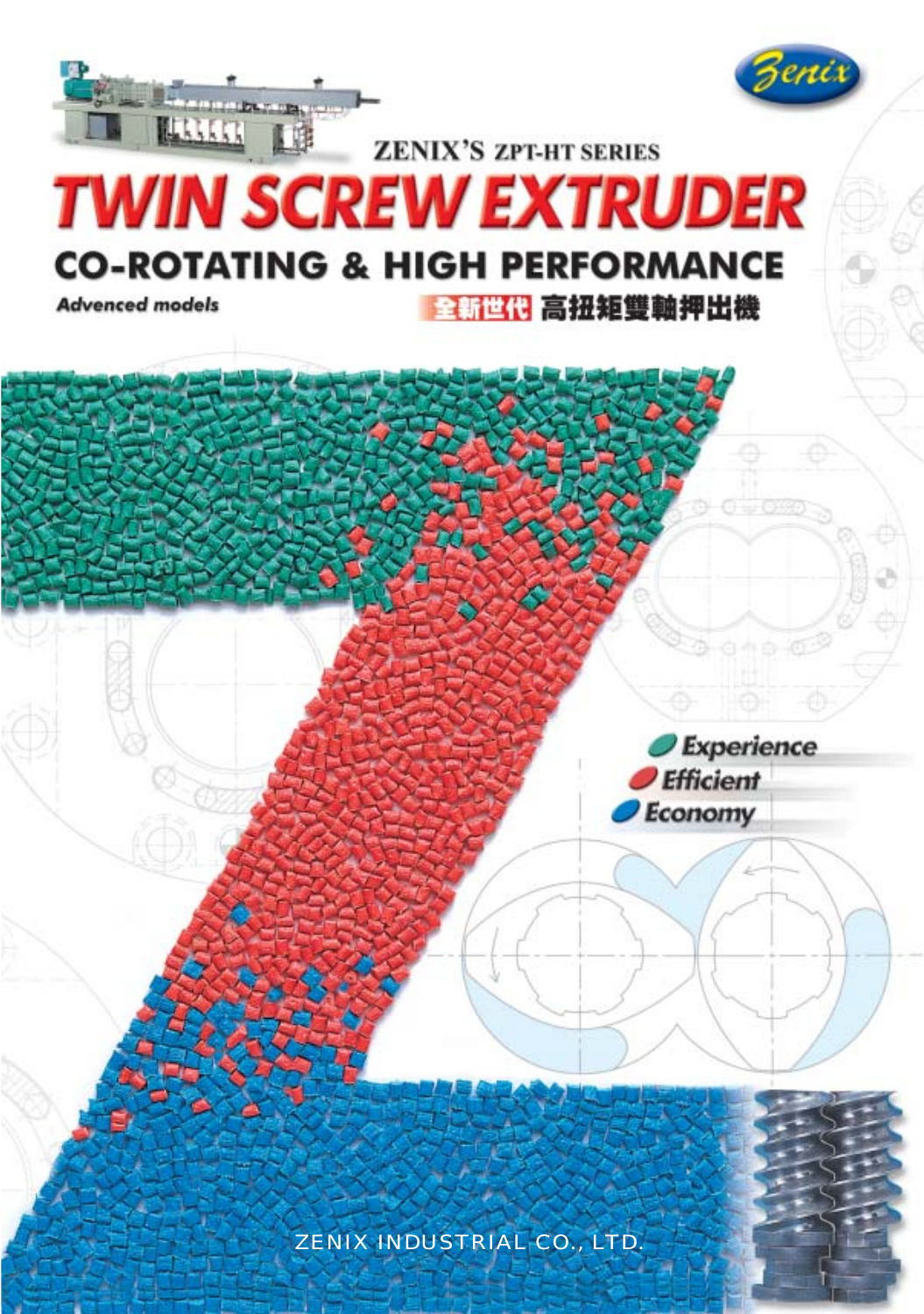Zenix

ZENIX'S ZPT-HT SERIES

# TWIN SCREW EXTRUDER

## CO-ROTATING & HIGH PERFORMANCE

**Advenced models**

**全新世代 高扭矩雙軸押出機**

- Experience
- Efficient
- Economy

ZENIX INDUSTRIAL CO., LTD.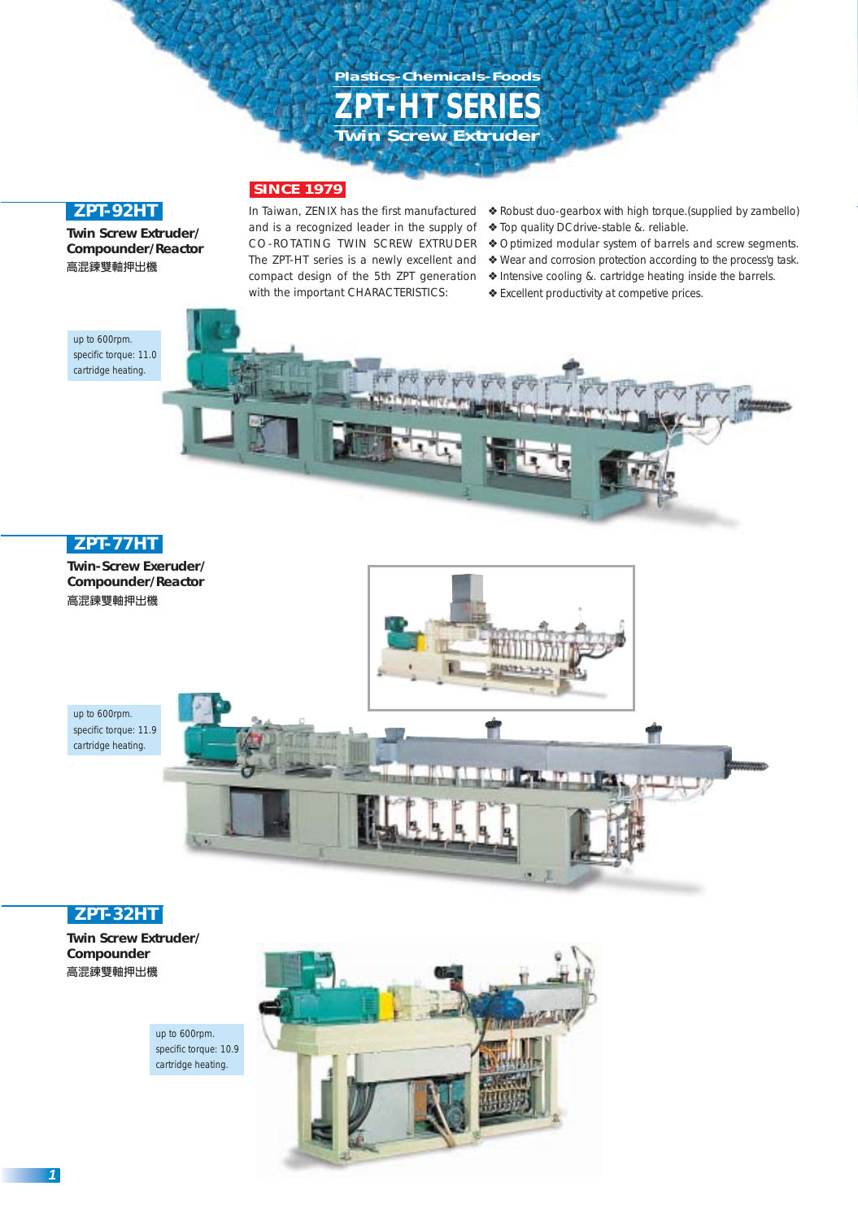Plastics-Chemicals-Foods

# ZPT-HT SERIES

## Twin Screw Extruder

**SINCE 1979**

In Taiwan, ZENIX has the first manufactured and is a recognized leader in the supply of CO-ROTATING TWIN SCREW EXTRUDER The ZPT-HT series is a newly excellent and compact design of the 5th ZPT generation with the important CHARACTERISTICS:

- ❖ Robust duo-gearbox with high torque.(supplied by zambello)
- ❖ Top quality DC drive-stable &. reliable.
- ❖ Optimized modular system of barrels and screw segments.
- ❖ Wear and corrosion protection according to the process'g task.
- ❖ Intensive cooling &. cartridge heating inside the barrels.
- ❖ Excellent productivity at competive prices.

## ZPT-92HT

**Twin Screw Extruder/ Compounder/Reactor**

高混鍊雙軸押出機

up to 600rpm.
specific torque: 11.0
cartridge heating.

## ZPT-77HT

**Twin-Screw Exeruder/ Compounder/Reactor**

高混鍊雙軸押出機

up to 600rpm.
specific torque: 11.9
cartridge heating.

## ZPT-32HT

**Twin Screw Extruder/ Compounder**

高混鍊雙軸押出機

up to 600rpm.
specific torque: 10.9
cartridge heating.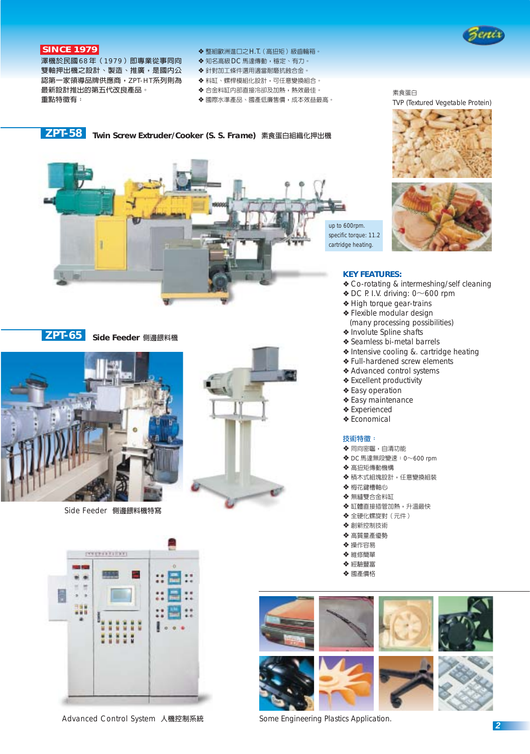**SINCE 1979**

澤機於民國68年（1979）即專業從事同向雙軸押出機之設計、製造、推廣，是國內公認第一家領導品牌供應商，ZPT-HT系列則為最新設計推出的第五代改良產品。
重點特徵有：

- ❖ 整組歐洲進口之H.T.（高扭矩）級齒輪箱。
- ❖ 知名高級DC馬達傳動，穩定、有力。
- ❖ 針對加工條件選用適當耐磨抗蝕合金。
- ❖ 料缸、螺桿模組化設計，可任意變換組合。
- ❖ 合金料缸內部直接冷卻及加熱，熱效最佳。
- ❖ 國際水準產品、國產低廉售價，成本效益最高。

素食蛋白
TVP (Textured Vegetable Protein)

## ZPT-58 Twin Screw Extruder/Cooker (S. S. Frame) 素食蛋白組織化押出機

up to 600rpm.
specific torque: 11.2
cartridge heating.

## ZPT-65 Side Feeder 側邊餵料機

Side Feeder 側邊餵料機特寫

### KEY FEATURES:

- ❖ Co-rotating & intermeshing/self cleaning
- ❖ DC P. I.V. driving: 0~600 rpm
- ❖ High torque gear-trains
- ❖ Flexible modular design (many processing possibilities)
- ❖ Involute Spline shafts
- ❖ Seamless bi-metal barrels
- ❖ Intensive cooling &. cartridge heating
- ❖ Full-hardened screw elements
- ❖ Advanced control systems
- ❖ Excellent productivity
- ❖ Easy operation
- ❖ Easy maintenance
- ❖ Experienced
- ❖ Economical

### 技術特徵：

- ❖ 同向密囓，自清功能
- ❖ DC馬達無段變速：0~600 rpm
- ❖ 高扭矩傳動機構
- ❖ 積木式組塊設計，任意變換組裝
- ❖ 梅花鍵槽軸心
- ❖ 無縫雙合金料缸
- ❖ 缸體直接插管加熱，升溫最快
- ❖ 全硬化螺旋對（元件）
- ❖ 創新控制技術
- ❖ 高質量產優勢
- ❖ 操作容易
- ❖ 維修簡單
- ❖ 經驗豐富
- ❖ 國產價格

Advanced Control System 人機控制系統

Some Engineering Plastics Application.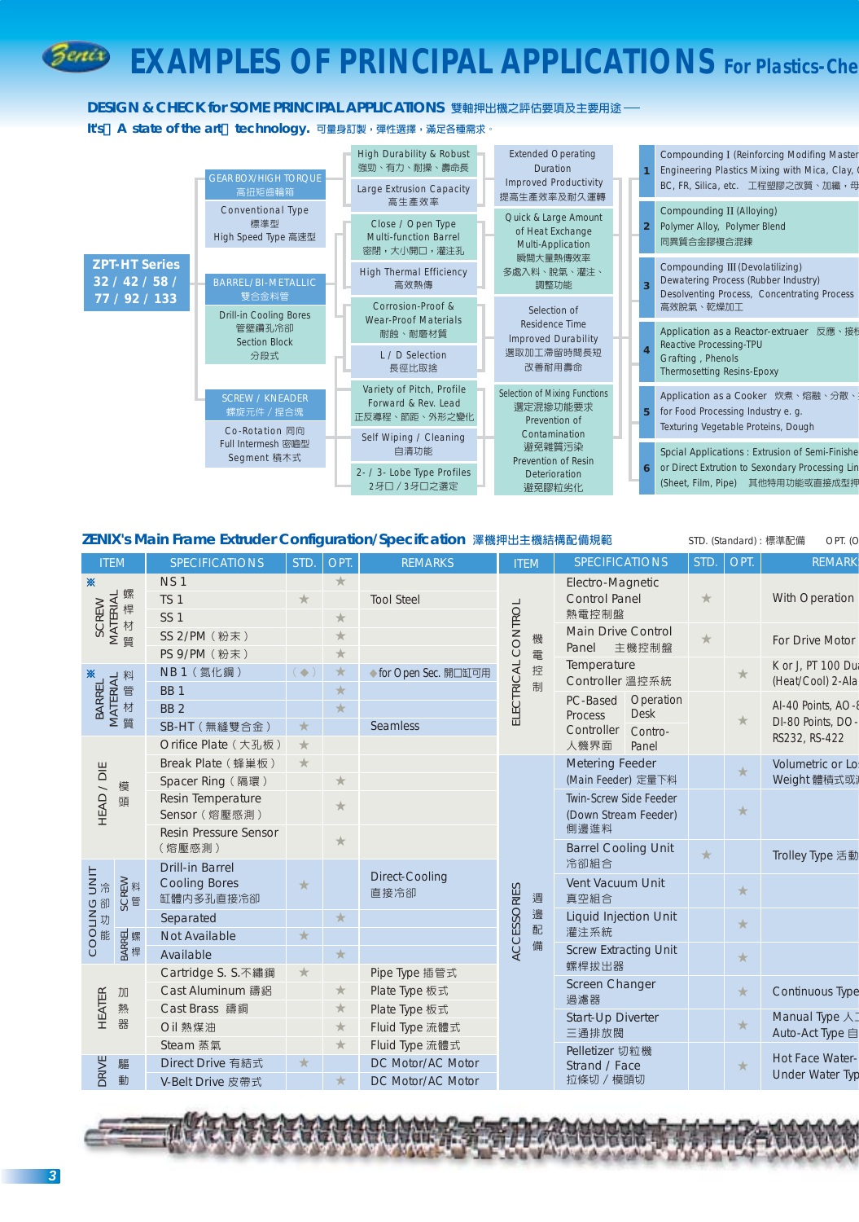# EXAMPLES OF PRINCIPAL APPLICATIONS For Plastics-Che

## DESIGN & CHECK for SOME PRINCIPAL APPLICATIONS 雙軸押出機之評估要項及主要用途

**It's A state of the art technology.** 可量身訂製，彈性選擇，滿足各種需求。

**ZPT-HT Series**
**32 / 42 / 58 / 77 / 92 / 133**

- **GEAR BOX/HIGH TORQUE 高扭矩齒輪箱**
  - Conventional Type 標準型
  - High Speed Type 高速型
  - High Durability & Robust 強勁、有力、耐操、壽命長
  - Large Extrusion Capacity 高生產效率
  - Extended Operating Duration / Improved Productivity 提高生產效率及耐久運轉
- **BARREL/BI-METALLIC 雙合金料管**
  - Drill-in Cooling Bores 管壁鑽孔冷卻
  - Section Block 分段式
  - Close / Open Type Multi-function Barrel 密閉，大小開口，灌注孔
  - High Thermal Efficiency 高效熱傳
  - Corrosion-Proof & Wear-Proof Materials 耐蝕、耐磨材質
  - L / D Selection 長徑比取捨
  - Quick & Large Amount of Heat Exchange / Multi-Application 瞬間大量熱傳效率 / 多處入料、脫氣、灌注、調整功能
  - Selection of Residence Time / Improved Durability 選取加工滯留時間長短 / 改善耐用壽命
- **SCREW / KNEADER 螺旋元件 / 捏合塊**
  - Co-Rotation 同向
  - Full Intermesh 密嚙型
  - Segment 積木式
  - Variety of Pitch, Profile Forward & Rev. Lead 正反導程、節距、外形之變化
  - Self Wiping / Cleaning 自清功能
  - 2- / 3- Lobe Type Profiles 2牙口 / 3牙口之選定
  - Selection of Mixing Functions 選定混掺功能要求 / Prevention of Contamination 避免雜質污染 / Prevention of Resin Deterioration 避免膠粒劣化

1. Compounding I (Reinforcing Modifing Master / Engineering Plastics Mixing with Mica, Clay, / BC, FR, Silica, etc. 工程塑膠之改質、加纖、母
2. Compounding II (Alloying) / Polymer Alloy, Polymer Blend / 同異質合金膠摻合混鍊
3. Compounding III (Devolatilizing) / Dewatering Process (Rubber Industry) / Desolventing Process, Concentrating Process / 高效脫氣、乾燥加工
4. Application as a Reactor-extruaer 反應、接枝 / Reactive Processing-TPU / Grafting, Phenols / Thermosetting Resins-Epoxy
5. Application as a Cooker 炊煮、熔融、分散、 / for Food Processing Industry e. g. / Texturing Vegetable Proteins, Dough
6. Spcial Applications : Extrusion of Semi-Finishe / or Direct Extrution to Sexondary Processing Lin / (Sheet, Film, Pipe) 其他特用功能或直接成型押

## ZENIX's Main Frame Extruder Configuration/Specifcation 澤機押出主機結構配備規範

STD. (Standard) : 標準配備　OPT. (O

| ITEM | | SPECIFICATIONS | STD. | OPT. | REMARKS |
|---|---|---|---|---|---|
| ※ SCREW MATERIAL 螺桿材質 | | NS 1 | | ★ | |
| | | TS 1 | ★ | | Tool Steel |
| | | SS 1 | | ★ | |
| | | SS 2/PM（粉末） | | ★ | |
| | | PS 9/PM（粉末） | | ★ | |
| ※ BARREL MATERIAL 料管材質 | | NB 1（氮化鋼） | (◆) | ★ | ◆for Open Sec. 開口缸可用 |
| | | BB 1 | | ★ | |
| | | BB 2 | | ★ | |
| | | SB-HT（無縫雙合金） | ★ | | Seamless |
| HEAD / DIE 模頭 | | Orifice Plate（大孔板） | ★ | | |
| | | Break Plate（蜂巢板） | ★ | | |
| | | Spacer Ring（隔環） | | ★ | |
| | | Resin Temperature Sensor（熔壓感測） | | ★ | |
| | | Resin Pressure Sensor（熔壓感測） | | ★ | |
| COOLING UNIT 冷卻功能 | SCREW 料管 | Drill-in Barrel Cooling Bores 缸體內多孔直接冷卻 | ★ | | Direct-Cooling 直接冷卻 |
| | | Separated | | ★ | |
| | BARREL 螺桿 | Not Available | ★ | | |
| | | Available | | ★ | |
| HEATER 加熱器 | | Cartridge S. S.不鏽鋼 | ★ | | Pipe Type 插管式 |
| | | Cast Aluminum 鑄鋁 | | ★ | Plate Type 板式 |
| | | Cast Brass 鑄銅 | | ★ | Plate Type 板式 |
| | | Oil 熱煤油 | | ★ | Fluid Type 流體式 |
| | | Steam 蒸氣 | | ★ | Fluid Type 流體式 |
| DRIVE 驅動 | | Direct Drive 有鏈式 | ★ | | DC Motor/AC Motor |
| | | V-Belt Drive 皮帶式 | | ★ | DC Motor/AC Motor |

| ITEM | SPECIFICATIONS | | STD. | OPT. | REMARK |
|---|---|---|---|---|---|
| ELECTRICAL CONTROL 機電控制 | Electro-Magnetic Control Panel 熱電控制盤 | | ★ | | With Operation |
| | Main Drive Control Panel 主機控制盤 | | ★ | | For Drive Motor |
| | Temperature Controller 溫控系統 | | | ★ | K or J, PT 100 Dua (Heat/Cool) 2-Ala |
| | PC-Based Process Controller 人機界面 | Operation Desk / Contro-Panel | | ★ | AI-40 Points, AO - DI-80 Points, DO - RS232, RS-422 |
| ACCESSORIES 週邊配備 | Metering Feeder (Main Feeder) 定量下料 | | | ★ | Volumetric or Lo Weight 體積式或 |
| | Twin-Screw Side Feeder (Down Stream Feeder) 側邊進料 | | | ★ | |
| | Barrel Cooling Unit 冷卻組合 | | ★ | | Trolley Type 活動 |
| | Vent Vacuum Unit 真空組合 | | | ★ | |
| | Liquid Injection Unit 灌注系統 | | | ★ | |
| | Screw Extracting Unit 螺桿拔出器 | | | ★ | |
| | Screen Changer 過濾器 | | | ★ | Continuous Type |
| | Start-Up Diverter 三通排放閥 | | | ★ | Manual Type 人工 / Auto-Act Type 自 |
| | Pelletizer 切粒機 Strand / Face 拉條切 / 模頭切 | | | ★ | Hot Face Water- / Under Water Typ |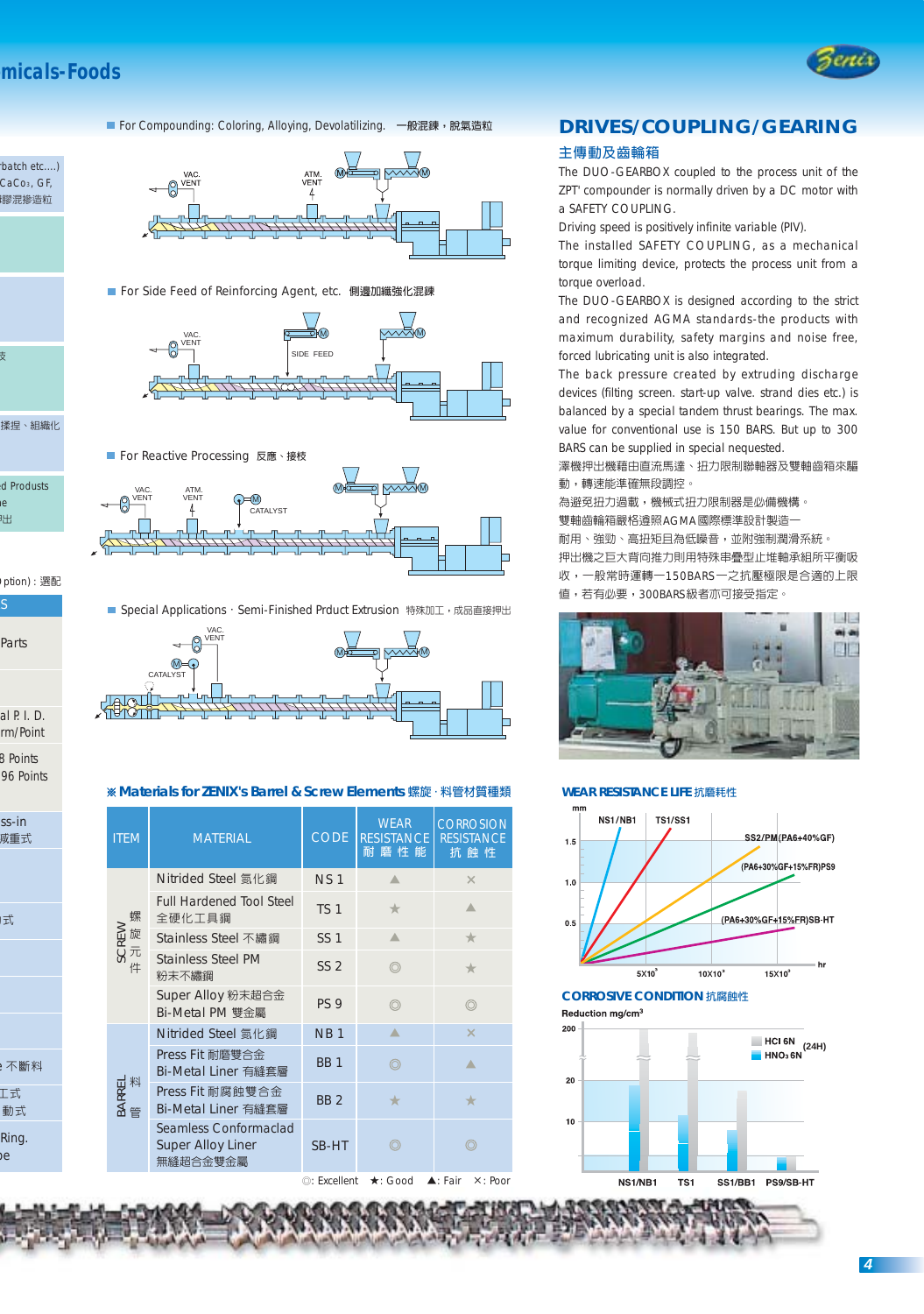micals-Foods

■ For Compounding: Coloring, Alloying, Devolatilizing. 一般混鍊，脫氣造粒

VAC. VENT　ATM. VENT

■ For Side Feed of Reinforcing Agent, etc. 側邊加纖強化混鍊

VAC. VENT　SIDE FEED

■ For Reactive Processing 反應、接枝

VAC. VENT　ATM. VENT　CATALYST

■ Special Applications · Semi-Finished Prduct Extrusion 特殊加工，成品直接押出

VAC. VENT　CATALYST

rbatch etc....)
CaCo₃, GF,
膠混摻造粒

技

揉捏、組織化

d Prodsts
ne
出

ption): 選配

S

Parts

al P. I. D.
rm/Point

3 Points
96 Points

ss-in
減重式

式

e 不斷料

工式
動式

Ring.
pe

## ※ Materials for ZENIX's Barrel & Screw Elements 螺旋 · 料管材質種類

| ITEM | MATERIAL | CODE | WEAR RESISTANCE 耐磨性能 | CORROSION RESISTANCE 抗蝕性 |
|---|---|---|---|---|
| SCREW 螺旋元件 | Nitrided Steel 氮化鋼 | NS 1 | ▲ | × |
| | Full Hardened Tool Steel 全硬化工具鋼 | TS 1 | ★ | ▲ |
| | Stainless Steel 不鏽鋼 | SS 1 | ▲ | ★ |
| | Stainless Steel PM 粉末不鏽鋼 | SS 2 | ◎ | ★ |
| | Super Alloy 粉末超合金 Bi-Metal PM 雙金屬 | PS 9 | ◎ | ◎ |
| BARREL 料管 | Nitrided Steel 氮化鋼 | NB 1 | ▲ | × |
| | Press Fit 耐磨雙合金 Bi-Metal Liner 有縫套層 | BB 1 | ◎ | ▲ |
| | Press Fit 耐腐蝕雙合金 Bi-Metal Liner 有縫套層 | BB 2 | ★ | ★ |
| | Seamless Conformaclad Super Alloy Liner 無縫超合金雙金屬 | SB-HT | ◎ | ◎ |

◎: Excellent　★: Good　▲: Fair　×: Poor

## DRIVES/COUPLING/GEARING

### 主傳動及齒輪箱

The DUO-GEARBOX coupled to the process unit of the ZPT' compounder is normally driven by a DC motor with a SAFETY COUPLING.

Driving speed is positively infinite variable (PIV).

The installed SAFETY COUPLING, as a mechanical torque limiting device, protects the process unit from a torque overload.

The DUO-GEARBOX is designed according to the strict and recognized AGMA standards-the products with maximum durability, safety margins and noise free, forced lubricating unit is also integrated.

The back pressure created by extruding discharge devices (filting screen. start-up valve. strand dies etc.) is balanced by a special tandem thrust bearings. The max. value for conventional use is 150 BARS. But up to 300 BARS can be supplied in special nequested.

潔機押出機藉由直流馬達、扭力限制聯軸器及雙軸齒輪箱來驅動，轉速能準確無段調控。

為避免扭力過載，機械式扭力限制器是必備機構。

雙軸齒輪箱嚴格遵照AGMA國際標準設計製造—

耐用、強勁、高扭矩且為低噪音，並附強制潤滑系統。

押出機之巨大背向推力則用特殊串疊型止推軸承組所平衡吸收，一般常時運轉—150BARS—之抗壓極限是合適的上限值，若有必要，300BARS級者亦可接受指定。

### WEAR RESISTANCE LIFE 抗磨耗性

mm; 1.5, 1.0, 0.5; hr: $5X10^3$, $10X10^3$, $15X10^3$

NS1/NB1　TS1/SS1　SS2/PM(PA6+40%GF)　(PA6+30%GF+15%FR)PS9　(PA6+30%GF+15%FR)SB-HT

### CORROSIVE CONDITION 抗腐蝕性

Reduction mg/cm³; 200, 20, 10

HCl 6N　$HNO_3$ 6N　(24H)

NS1/NB1　TS1　SS1/BB1　PS9/SB-HT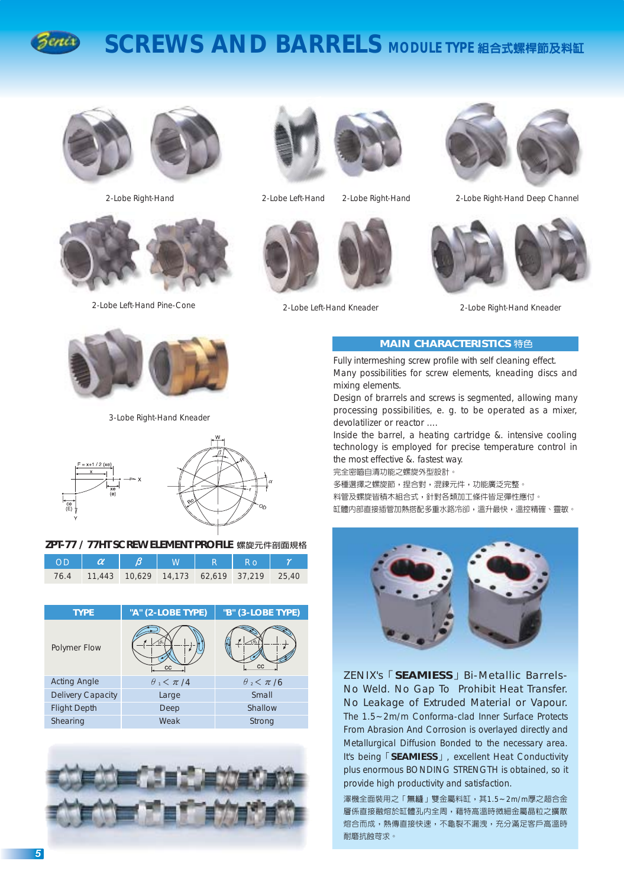# SCREWS AND BARRELS MODULE TYPE 組合式螺桿節及料缸

2-Lobe Right-Hand

2-Lobe Left-Hand

2-Lobe Right-Hand

2-Lobe Right-Hand Deep Channel

2-Lobe Left-Hand Pine-Cone

2-Lobe Left-Hand Kneader

2-Lobe Right-Hand Kneader

3-Lobe Right-Hand Kneader

## ZPT-77 / 77HT SCREW ELEMENT PROFILE 螺旋元件剖面規格

| OD | $\alpha$ | $\beta$ | W | R | Ro | $\gamma$ |
|---|---|---|---|---|---|---|
| 76.4 | 11,443 | 10,629 | 14,173 | 62,619 | 37,219 | 25,40 |

| TYPE | "A" (2-LOBE TYPE) | "B" (3-LOBE TYPE) |
|---|---|---|
| Polymer Flow | | |
| Acting Angle | $\theta_1 < \pi/4$ | $\theta_2 < \pi/6$ |
| Delivery Capacity | Large | Small |
| Flight Depth | Deep | Shallow |
| Shearing | Weak | Strong |

## MAIN CHARACTERISTICS 特色

Fully intermeshing screw profile with self cleaning effect.
Many possibilities for screw elements, kneading discs and mixing elements.
Design of brarrels and screws is segmented, allowing many processing possibilities, e. g. to be operated as a mixer, devolatilizer or reactor ....
Inside the barrel, a heating cartridge &. intensive cooling technology is employed for precise temperature control in the most effective &. fastest way.

完全密嚙自清功能之螺旋外型設計。
多種選擇之螺旋節，捏合對，混鍊元件，功能廣泛完整。
料管及螺旋皆積木組合式，針對各類加工條件皆足彈性應付。
缸體內部直接插管加熱搭配多重水路冷卻，溫升最快，溫控精確、靈敏。

ZENIX's「**SEAMIESS**」Bi-Metallic Barrels-No Weld. No Gap To Prohibit Heat Transfer. No Leakage of Extruded Material or Vapour.
The 1.5~2m/m Conforma-clad Inner Surface Protects From Abrasion And Corrosion is overlayed directly and Metallurgical Diffusion Bonded to the necessary area. It's being「**SEAMIESS**」, excellent Heat Conductivity plus enormous BONDING STRENGTH is obtained, so it provide high productivity and satisfaction.

潔機全面裝用之「無縫」雙金屬料缸，其1.5~2m/m厚之超合金層係直接融熔於缸體孔內全周，藉特高溫時微細金屬晶粒之擴散熔合而成，熱傳直接快速，不龜裂不漏洩，充分滿足客戶高溫時耐磨抗蝕苛求。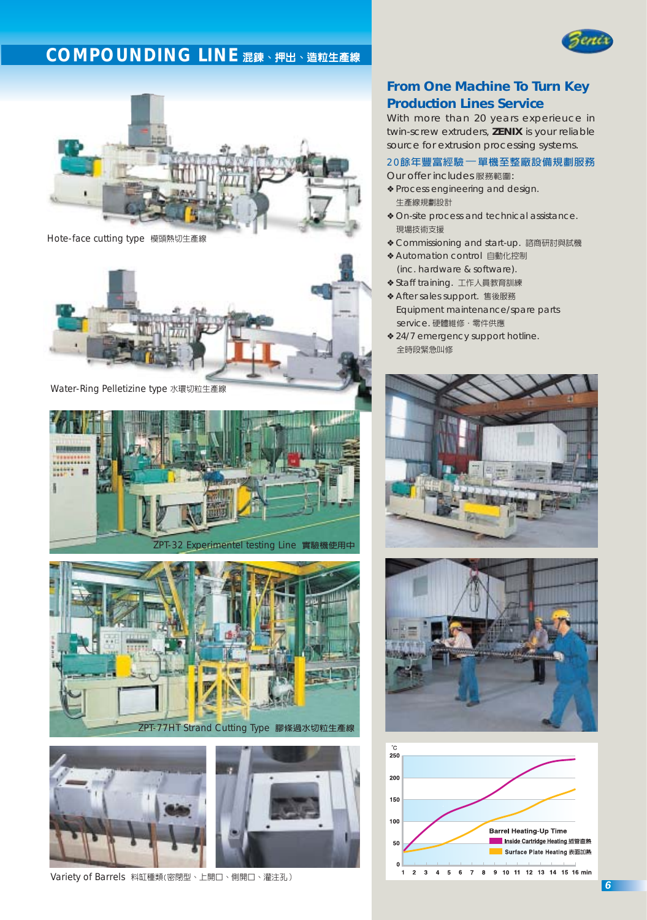# COMPOUNDING LINE 混鍊、押出、造粒生產線

Hote-face cutting type 模頭熱切生產線

Water-Ring Pelletizine type 水環切粒生產線

ZPT-32 Experimentel testing Line 實驗機使用中

ZPT-77HT Strand Cutting Type 膠條過水切粒生產線

Variety of Barrels 料缸種類(密閉型、上開口、側開口、灌注孔)

## From One Machine To Turn Key Production Lines Service

With more than 20 years experieuce in twin-screw extruders, **ZENIX** is your reliable source for extrusion processing systems.

### 20餘年豐富經驗 — 單機至整廠設備規劃服務

Our offer includes 服務範圍:

- Process engineering and design. 生產線規劃設計
- On-site process and technical assistance. 現場技術支援
- Commissioning and start-up. 諮商研討與試機
- Automation control 自動化控制 (inc. hardware & software).
- Staff training. 工作人員教育訓練
- After sales support. 售後服務 Equipment maintenance/spare parts service. 硬體維修・零件供應
- 24/7 emergency support hotline. 全時段緊急叫修

Barrel Heating-Up Time

- Inside Cartridge Heating 插管直熱
- Surface Plate Heating 表面加熱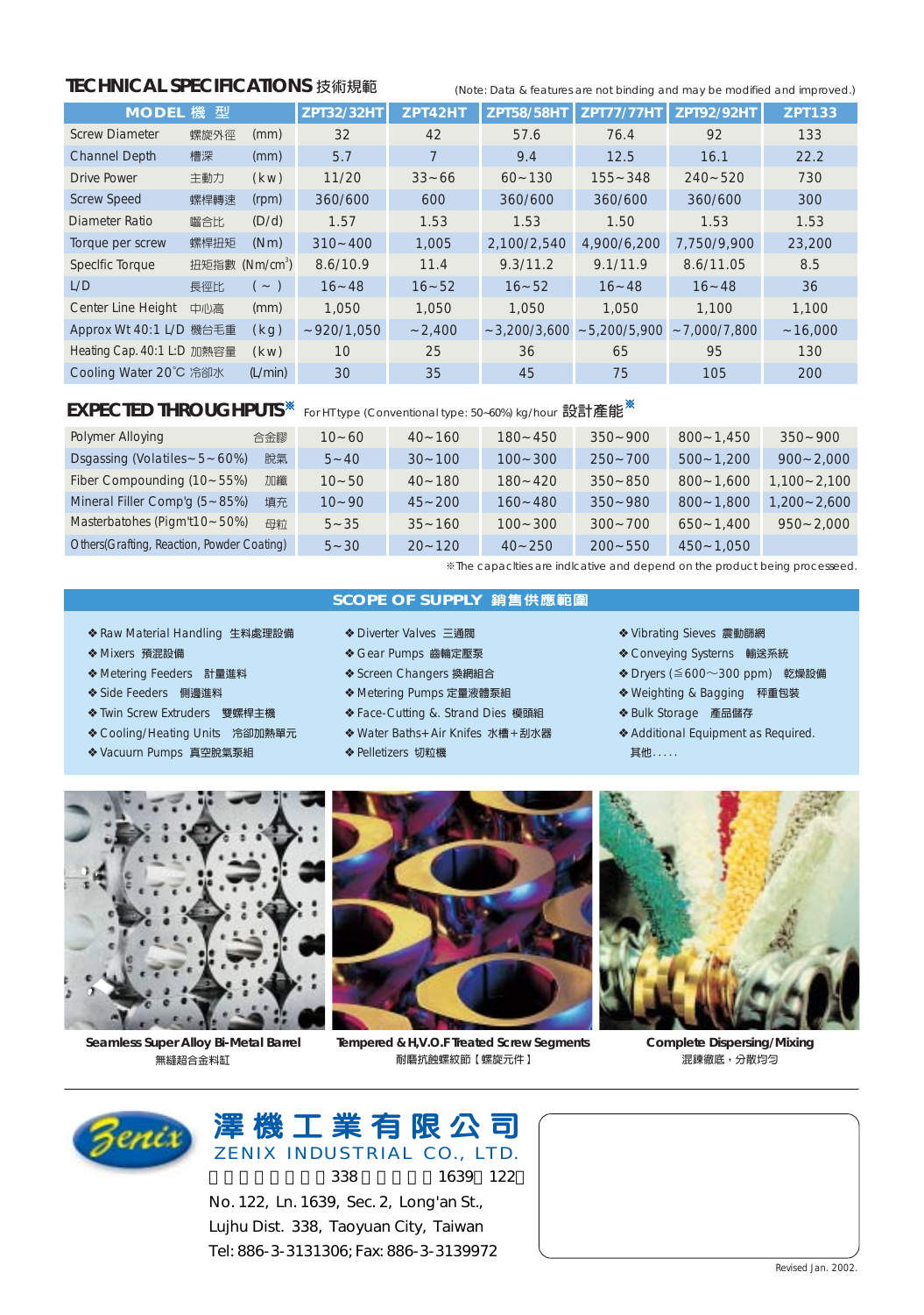## TECHNICAL SPECIFICATIONS 技術規範

(Note: Data & features are not binding and may be modified and improved.)

| MODEL 機 型 | | | ZPT32/32HT | ZPT42HT | ZPT58/58HT | ZPT77/77HT | ZPT92/92HT | ZPT133 |
|---|---|---|---|---|---|---|---|---|
| Screw Diameter | 螺旋外徑 | (mm) | 32 | 42 | 57.6 | 76.4 | 92 | 133 |
| Channel Depth | 槽深 | (mm) | 5.7 | 7 | 9.4 | 12.5 | 16.1 | 22.2 |
| Drive Power | 主動力 | (kw) | 11/20 | 33~66 | 60~130 | 155~348 | 240~520 | 730 |
| Screw Speed | 螺桿轉速 | (rpm) | 360/600 | 600 | 360/600 | 360/600 | 360/600 | 300 |
| Diameter Ratio | 齒合比 | (D/d) | 1.57 | 1.53 | 1.53 | 1.50 | 1.53 | 1.53 |
| Torque per screw | 螺桿扭矩 | (Nm) | 310~400 | 1,005 | 2,100/2,540 | 4,900/6,200 | 7,750/9,900 | 23,200 |
| Specific Torque | 扭矩指數 | (Nm/cm³) | 8.6/10.9 | 11.4 | 9.3/11.2 | 9.1/11.9 | 8.6/11.05 | 8.5 |
| L/D | 長徑比 | (~) | 16~48 | 16~52 | 16~52 | 16~48 | 16~48 | 36 |
| Center Line Height | 中心高 | (mm) | 1,050 | 1,050 | 1,050 | 1,050 | 1,100 | 1,100 |
| Approx Wt 40:1 L/D | 機台毛重 | (kg) | ~920/1,050 | ~2,400 | ~3,200/3,600 | ~5,200/5,900 | ~7,000/7,800 | ~16,000 |
| Heating Cap. 40:1 L:D | 加熱容量 | (kw) | 10 | 25 | 36 | 65 | 95 | 130 |
| Cooling Water 20°C | 冷卻水 | (L/min) | 30 | 35 | 45 | 75 | 105 | 200 |

## EXPECTED THROUGHPUTS※

For HT type (Conventional type: 50~60%) kg/hour 設計產能※

| | | | | | | |
|---|---|---|---|---|---|---|
| Polymer Alloying 合金膠 | 10~60 | 40~160 | 180~450 | 350~900 | 800~1,450 | 350~900 |
| Dsgassing (Volatiles~5~60%) 脫氣 | 5~40 | 30~100 | 100~300 | 250~700 | 500~1,200 | 900~2,000 |
| Fiber Compounding (10~55%) 加纖 | 10~50 | 40~180 | 180~420 | 350~850 | 800~1,600 | 1,100~2,100 |
| Mineral Filler Comp'g (5~85%) 填充 | 10~90 | 45~200 | 160~480 | 350~980 | 800~1,800 | 1,200~2,600 |
| Masterbatches (Pigm't10~50%) 母粒 | 5~35 | 35~160 | 100~300 | 300~700 | 650~1,400 | 950~2,000 |
| Others(Grafting, Reaction, Powder Coating) | 5~30 | 20~120 | 40~250 | 200~550 | 450~1,050 | |

※The capacities are indicative and depend on the product being processeed.

## SCOPE OF SUPPLY 銷售供應範圍

- Raw Material Handling 生料處理設備
- Mixers 預混設備
- Metering Feeders 計量進料
- Side Feeders 側邊進料
- Twin Screw Extruders 雙螺桿主機
- Cooling/Heating Units 冷卻加熱單元
- Vacuum Pumps 真空脫氣泵組
- Diverter Valves 三通閥
- Gear Pumps 齒輪定壓泵
- Screen Changers 換網組合
- Metering Pumps 定量液體泵組
- Face-Cutting & Strand Dies 模頭組
- Water Baths+Air Knifes 水槽+刮水器
- Pelletizers 切粒機
- Vibrating Sieves 震動篩網
- Conveying Systerns 輸送系統
- Dryers (≦600~300 ppm) 乾燥設備
- Weighting & Bagging 秤重包裝
- Bulk Storage 產品儲存
- Additional Equipment as Required. 其他.....

**Seamless Super Alloy Bi-Metal Barrel**
無縫超合金料缸

**Tempered & H,V.O.F Treated Screw Segments**
耐磨抗蝕螺紋節【螺旋元件】

**Complete Dispersing/Mixing**
混鍊徹底，分散均勻

**澤機工業有限公司**
**ZENIX INDUSTRIAL CO., LTD.**

338 1639 122
No. 122, Ln. 1639, Sec. 2, Long'an St.,
Lujhu Dist. 338, Taoyuan City, Taiwan
Tel: 886-3-3131306; Fax: 886-3-3139972

Revised Jan. 2002.